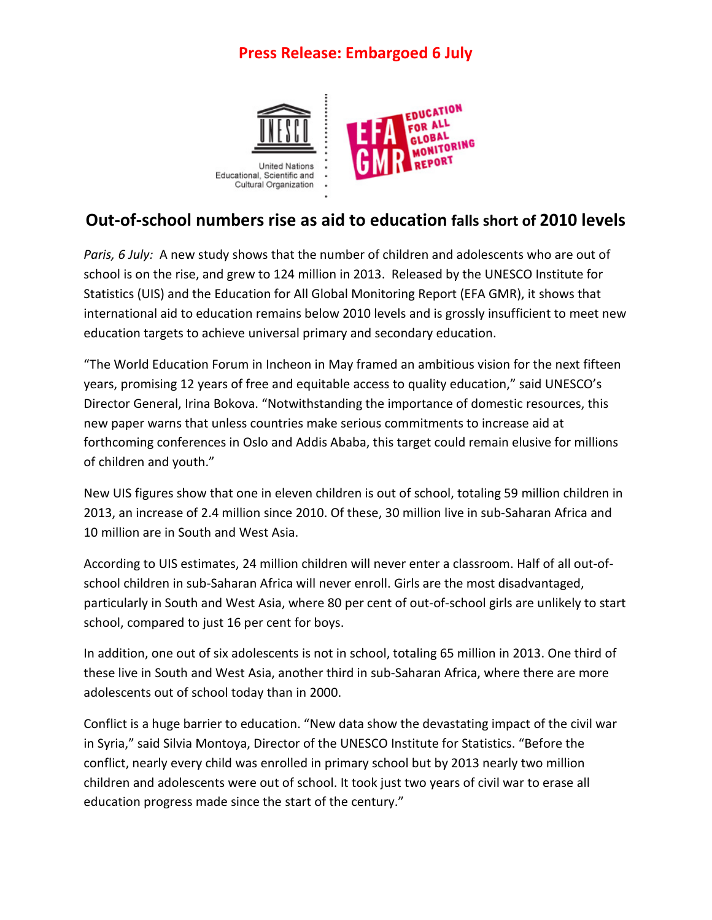**Press Release: Embargoed 6 July**

United Nations Educational, Scientific and Cultural Organization

EDUCATION FOR ALL GLOBAL MONITORING REPORT

# Out-of-school numbers rise as aid to education falls short of 2010 levels

*Paris, 6 July:* A new study shows that the number of children and adolescents who are out of school is on the rise, and grew to 124 million in 2013. Released by the UNESCO Institute for Statistics (UIS) and the Education for All Global Monitoring Report (EFA GMR), it shows that international aid to education remains below 2010 levels and is grossly insufficient to meet new education targets to achieve universal primary and secondary education.

"The World Education Forum in Incheon in May framed an ambitious vision for the next fifteen years, promising 12 years of free and equitable access to quality education," said UNESCO's Director General, Irina Bokova. "Notwithstanding the importance of domestic resources, this new paper warns that unless countries make serious commitments to increase aid at forthcoming conferences in Oslo and Addis Ababa, this target could remain elusive for millions of children and youth."

New UIS figures show that one in eleven children is out of school, totaling 59 million children in 2013, an increase of 2.4 million since 2010. Of these, 30 million live in sub-Saharan Africa and 10 million are in South and West Asia.

According to UIS estimates, 24 million children will never enter a classroom. Half of all out-of-school children in sub-Saharan Africa will never enroll. Girls are the most disadvantaged, particularly in South and West Asia, where 80 per cent of out-of-school girls are unlikely to start school, compared to just 16 per cent for boys.

In addition, one out of six adolescents is not in school, totaling 65 million in 2013. One third of these live in South and West Asia, another third in sub-Saharan Africa, where there are more adolescents out of school today than in 2000.

Conflict is a huge barrier to education. "New data show the devastating impact of the civil war in Syria," said Silvia Montoya, Director of the UNESCO Institute for Statistics. "Before the conflict, nearly every child was enrolled in primary school but by 2013 nearly two million children and adolescents were out of school. It took just two years of civil war to erase all education progress made since the start of the century."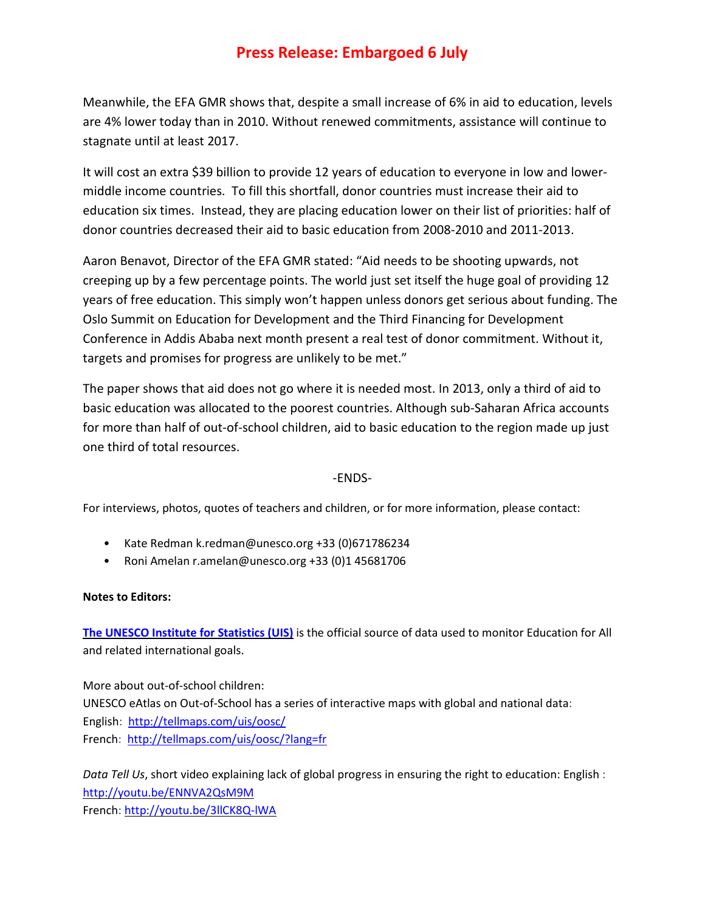# Press Release: Embargoed 6 July

Meanwhile, the EFA GMR shows that, despite a small increase of 6% in aid to education, levels are 4% lower today than in 2010. Without renewed commitments, assistance will continue to stagnate until at least 2017.

It will cost an extra $39 billion to provide 12 years of education to everyone in low and lower-middle income countries. To fill this shortfall, donor countries must increase their aid to education six times. Instead, they are placing education lower on their list of priorities: half of donor countries decreased their aid to basic education from 2008-2010 and 2011-2013.

Aaron Benavot, Director of the EFA GMR stated: "Aid needs to be shooting upwards, not creeping up by a few percentage points. The world just set itself the huge goal of providing 12 years of free education. This simply won't happen unless donors get serious about funding. The Oslo Summit on Education for Development and the Third Financing for Development Conference in Addis Ababa next month present a real test of donor commitment. Without it, targets and promises for progress are unlikely to be met."

The paper shows that aid does not go where it is needed most. In 2013, only a third of aid to basic education was allocated to the poorest countries. Although sub-Saharan Africa accounts for more than half of out-of-school children, aid to basic education to the region made up just one third of total resources.

-ENDS-

For interviews, photos, quotes of teachers and children, or for more information, please contact:

- Kate Redman k.redman@unesco.org +33 (0)671786234
- Roni Amelan r.amelan@unesco.org +33 (0)1 45681706

**Notes to Editors:**

**The UNESCO Institute for Statistics (UIS)** is the official source of data used to monitor Education for All and related international goals.

More about out-of-school children:
UNESCO eAtlas on Out-of-School has a series of interactive maps with global and national data:
English: http://tellmaps.com/uis/oosc/
French: http://tellmaps.com/uis/oosc/?lang=fr

*Data Tell Us*, short video explaining lack of global progress in ensuring the right to education: English : http://youtu.be/ENNVA2QsM9M
French: http://youtu.be/3IlCK8Q-lWA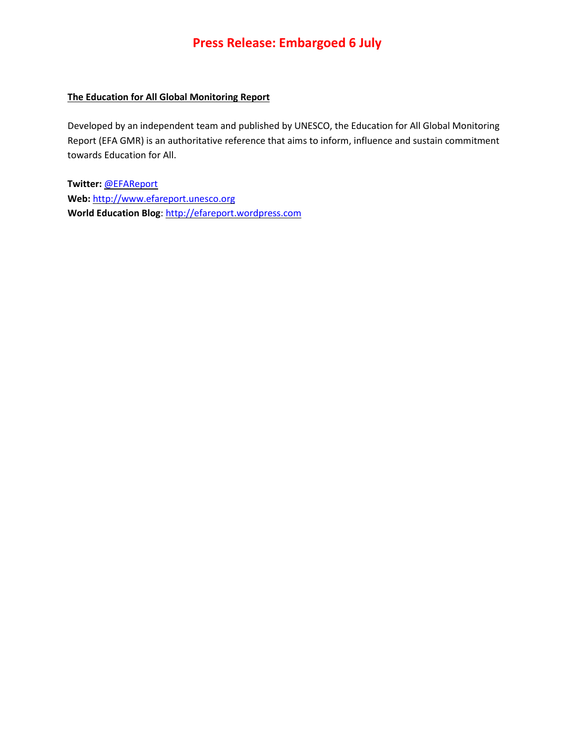# Press Release: Embargoed 6 July

**The Education for All Global Monitoring Report**

Developed by an independent team and published by UNESCO, the Education for All Global Monitoring Report (EFA GMR) is an authoritative reference that aims to inform, influence and sustain commitment towards Education for All.

**Twitter:** @EFAReport
**Web:** http://www.efareport.unesco.org
**World Education Blog**: http://efareport.wordpress.com